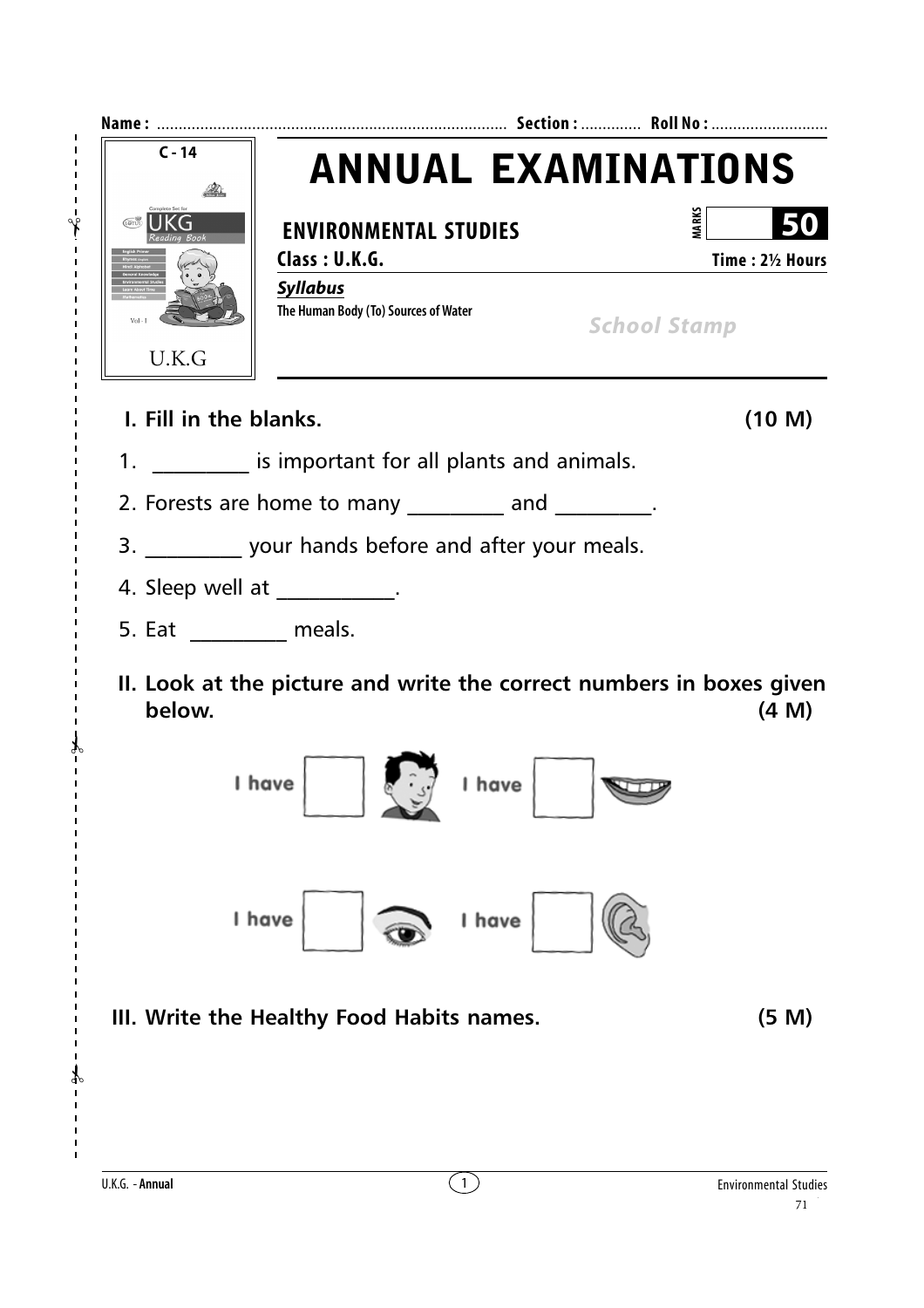Name : ................................................................................ Section : ............. Roll No : ...........................

C - 14

U.K.G

# ANNUAL EXAMINATIONS

**ENVIRONMENTAL STUDIES** MARKS **50**

**Class : U.K.G.** **Time : 2½ Hours**

***Syllabus***

**The Human Body (To) Sources of Water**

*School Stamp*

## I. Fill in the blanks. (10 M)

1. _________ is important for all plants and animals.
2. Forests are home to many _________ and _________.
3. _________ your hands before and after your meals.
4. Sleep well at ___________.
5. Eat _________ meals.

## II. Look at the picture and write the correct numbers in boxes given below. (4 M)

I have ☐ &nbsp;&nbsp;&nbsp;&nbsp; I have ☐

I have ☐ &nbsp;&nbsp;&nbsp;&nbsp; I have ☐

## III. Write the Healthy Food Habits names. (5 M)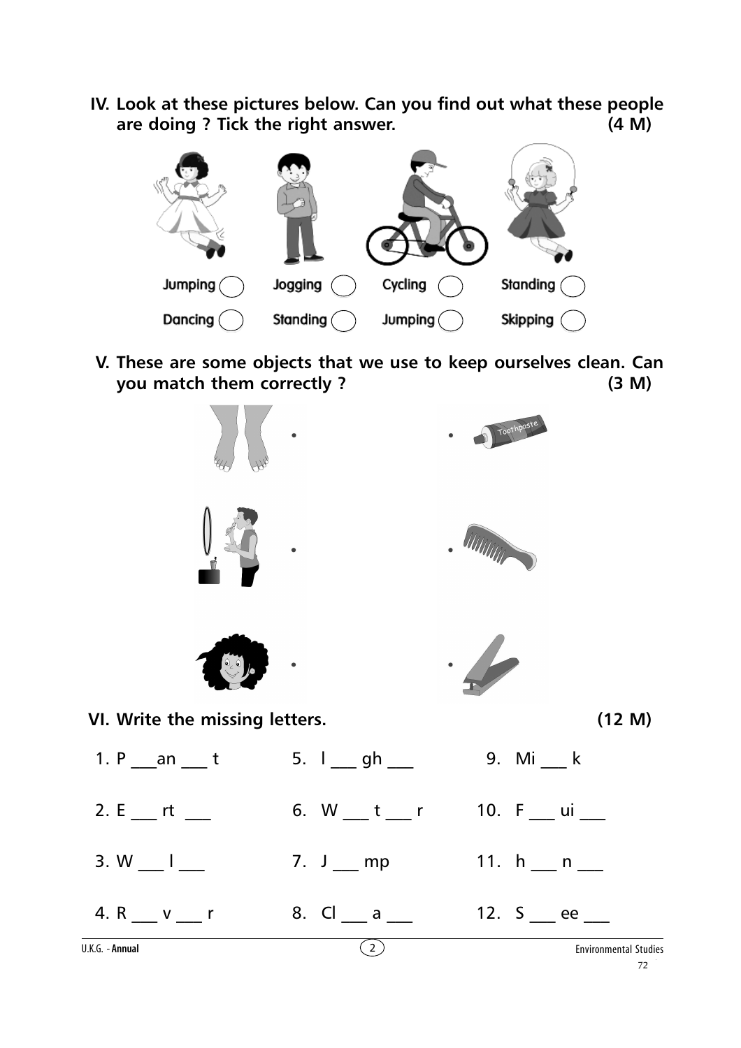**IV. Look at these pictures below. Can you find out what these people are doing ? Tick the right answer. (4 M)**

| | | | |
|---|---|---|---|
| Jumping ◯ | Jogging ◯ | Cycling ◯ | Standing ◯ |
| Dancing ◯ | Standing ◯ | Jumping ◯ | Skipping ◯ |

**V. These are some objects that we use to keep ourselves clean. Can you match them correctly ? (3 M)**

Toothpaste

**VI. Write the missing letters. (12 M)**

1. P ___an ___ t
2. E ___ rt ___
3. W ___ l ___
4. R ___ v ___ r
5. l ___ gh ___
6. W ___ t ___ r
7. J ___ mp
8. Cl ___ a ___
9. Mi ___ k
10. F ___ ui ___
11. h ___ n ___
12. S ___ ee ___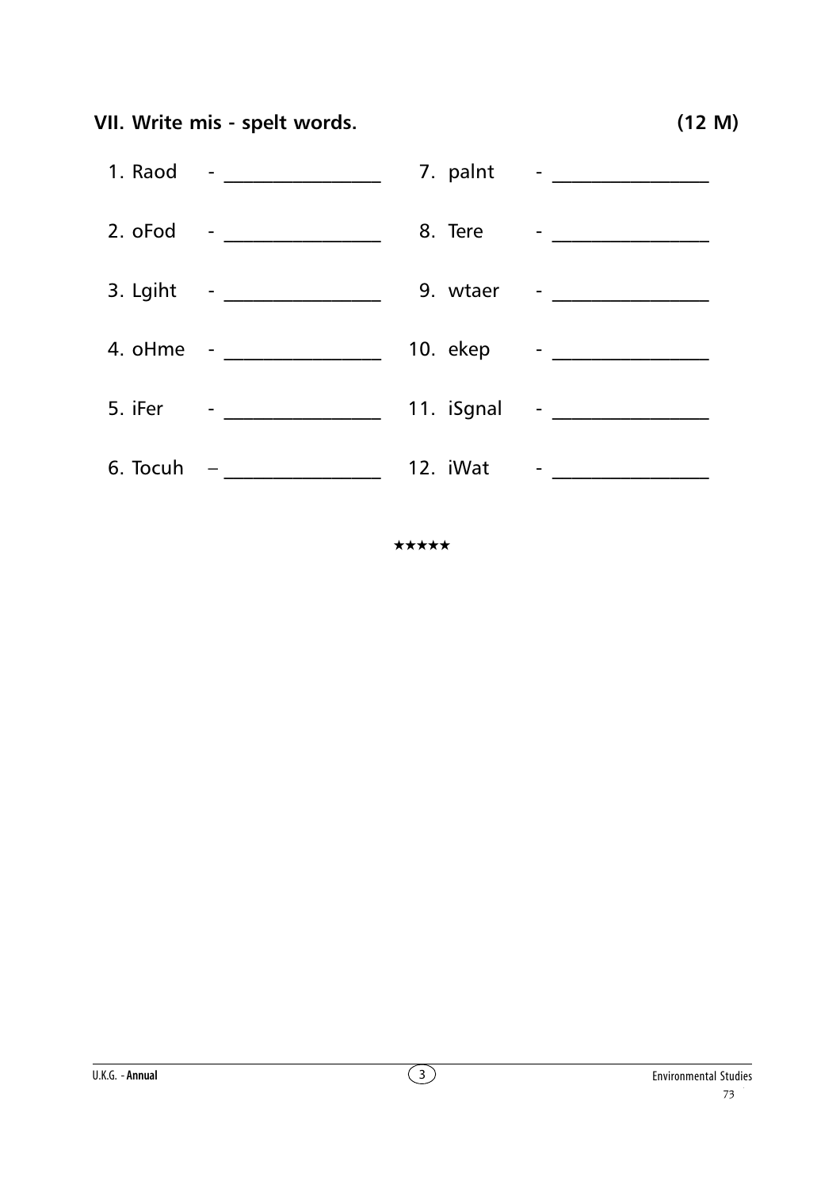## VII. Write mis - spelt words. (12 M)

1. Raod - ________________
2. oFod - ________________
3. Lgiht - ________________
4. oHme - ________________
5. iFer - ________________
6. Tocuh – ________________
7. palnt - ________________
8. Tere - ________________
9. wtaer - ________________
10. ekep - ________________
11. iSgnal - ________________
12. iWat - ________________

★★★★★